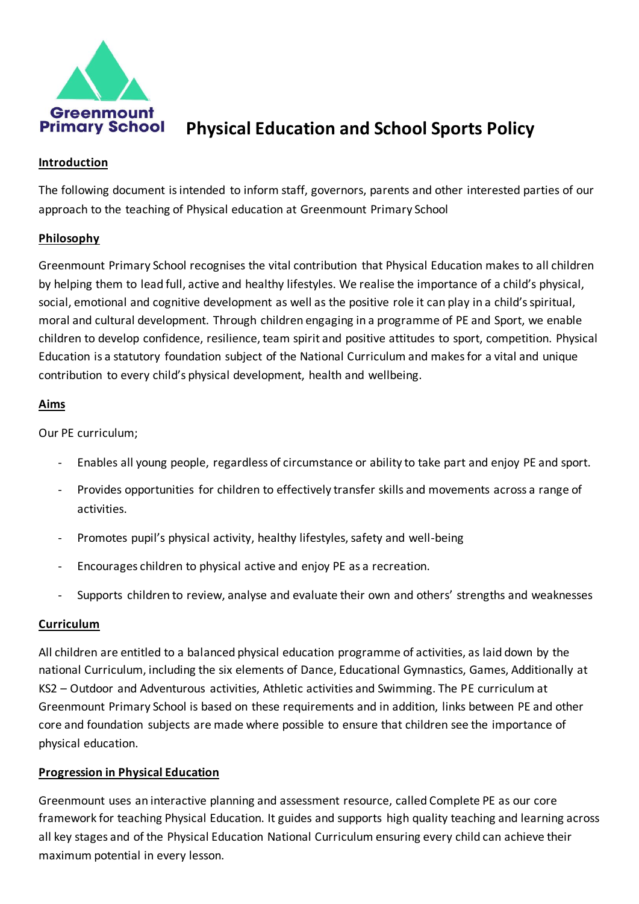Greenmount Primary School

# Physical Education and School Sports Policy

## Introduction

The following document is intended to inform staff, governors, parents and other interested parties of our approach to the teaching of Physical education at Greenmount Primary School

## Philosophy

Greenmount Primary School recognises the vital contribution that Physical Education makes to all children by helping them to lead full, active and healthy lifestyles. We realise the importance of a child's physical, social, emotional and cognitive development as well as the positive role it can play in a child's spiritual, moral and cultural development. Through children engaging in a programme of PE and Sport, we enable children to develop confidence, resilience, team spirit and positive attitudes to sport, competition. Physical Education is a statutory foundation subject of the National Curriculum and makes for a vital and unique contribution to every child's physical development, health and wellbeing.

## Aims

Our PE curriculum;

- Enables all young people, regardless of circumstance or ability to take part and enjoy PE and sport.
- Provides opportunities for children to effectively transfer skills and movements across a range of activities.
- Promotes pupil's physical activity, healthy lifestyles, safety and well-being
- Encourages children to physical active and enjoy PE as a recreation.
- Supports children to review, analyse and evaluate their own and others' strengths and weaknesses

## Curriculum

All children are entitled to a balanced physical education programme of activities, as laid down by the national Curriculum, including the six elements of Dance, Educational Gymnastics, Games, Additionally at KS2 – Outdoor and Adventurous activities, Athletic activities and Swimming. The PE curriculum at Greenmount Primary School is based on these requirements and in addition, links between PE and other core and foundation subjects are made where possible to ensure that children see the importance of physical education.

## Progression in Physical Education

Greenmount uses an interactive planning and assessment resource, called Complete PE as our core framework for teaching Physical Education. It guides and supports high quality teaching and learning across all key stages and of the Physical Education National Curriculum ensuring every child can achieve their maximum potential in every lesson.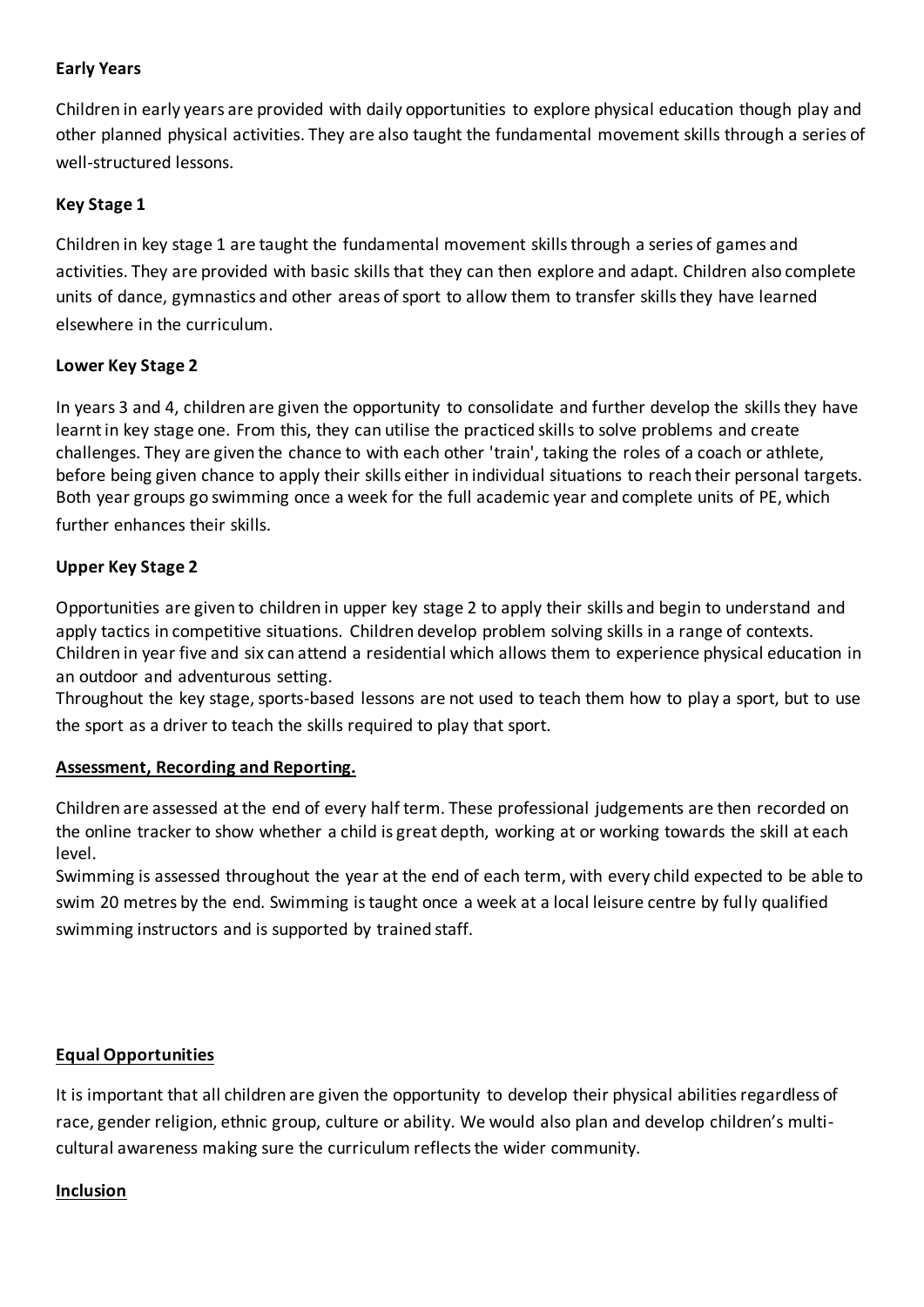**Early Years**

Children in early years are provided with daily opportunities to explore physical education though play and other planned physical activities. They are also taught the fundamental movement skills through a series of well-structured lessons.

**Key Stage 1**

Children in key stage 1 are taught the fundamental movement skills through a series of games and activities. They are provided with basic skills that they can then explore and adapt. Children also complete units of dance, gymnastics and other areas of sport to allow them to transfer skills they have learned elsewhere in the curriculum.

**Lower Key Stage 2**

In years 3 and 4, children are given the opportunity to consolidate and further develop the skills they have learnt in key stage one. From this, they can utilise the practiced skills to solve problems and create challenges. They are given the chance to with each other 'train', taking the roles of a coach or athlete, before being given chance to apply their skills either in individual situations to reach their personal targets. Both year groups go swimming once a week for the full academic year and complete units of PE, which further enhances their skills.

**Upper Key Stage 2**

Opportunities are given to children in upper key stage 2 to apply their skills and begin to understand and apply tactics in competitive situations. Children develop problem solving skills in a range of contexts. Children in year five and six can attend a residential which allows them to experience physical education in an outdoor and adventurous setting.

Throughout the key stage, sports-based lessons are not used to teach them how to play a sport, but to use the sport as a driver to teach the skills required to play that sport.

**Assessment, Recording and Reporting.**

Children are assessed at the end of every half term. These professional judgements are then recorded on the online tracker to show whether a child is great depth, working at or working towards the skill at each level.

Swimming is assessed throughout the year at the end of each term, with every child expected to be able to swim 20 metres by the end. Swimming is taught once a week at a local leisure centre by fully qualified swimming instructors and is supported by trained staff.

**Equal Opportunities**

It is important that all children are given the opportunity to develop their physical abilities regardless of race, gender religion, ethnic group, culture or ability. We would also plan and develop children's multi-cultural awareness making sure the curriculum reflects the wider community.

**Inclusion**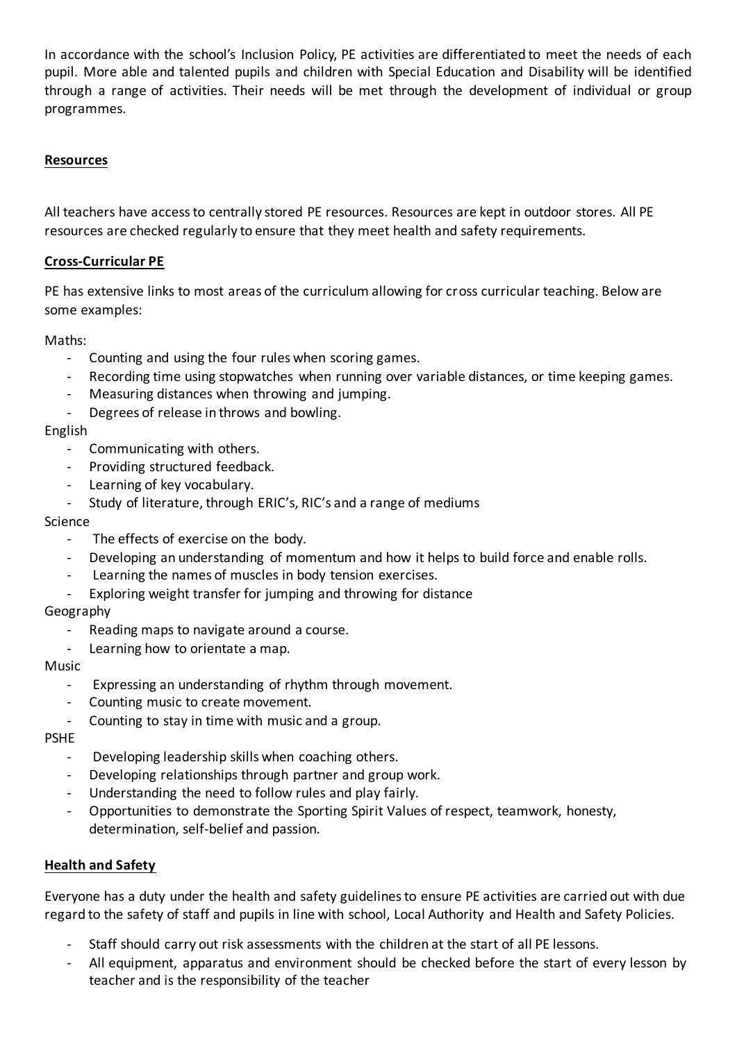In accordance with the school's Inclusion Policy, PE activities are differentiated to meet the needs of each pupil. More able and talented pupils and children with Special Education and Disability will be identified through a range of activities. Their needs will be met through the development of individual or group programmes.

## Resources

All teachers have access to centrally stored PE resources. Resources are kept in outdoor stores. All PE resources are checked regularly to ensure that they meet health and safety requirements.

## Cross-Curricular PE

PE has extensive links to most areas of the curriculum allowing for cross curricular teaching. Below are some examples:

Maths:

- Counting and using the four rules when scoring games.
- Recording time using stopwatches when running over variable distances, or time keeping games.
- Measuring distances when throwing and jumping.
- Degrees of release in throws and bowling.

English

- Communicating with others.
- Providing structured feedback.
- Learning of key vocabulary.
- Study of literature, through ERIC's, RIC's and a range of mediums

Science

- The effects of exercise on the body.
- Developing an understanding of momentum and how it helps to build force and enable rolls.
- Learning the names of muscles in body tension exercises.
- Exploring weight transfer for jumping and throwing for distance

Geography

- Reading maps to navigate around a course.
- Learning how to orientate a map.

Music

- Expressing an understanding of rhythm through movement.
- Counting music to create movement.
- Counting to stay in time with music and a group.

PSHE

- Developing leadership skills when coaching others.
- Developing relationships through partner and group work.
- Understanding the need to follow rules and play fairly.
- Opportunities to demonstrate the Sporting Spirit Values of respect, teamwork, honesty, determination, self-belief and passion.

## Health and Safety

Everyone has a duty under the health and safety guidelines to ensure PE activities are carried out with due regard to the safety of staff and pupils in line with school, Local Authority and Health and Safety Policies.

- Staff should carry out risk assessments with the children at the start of all PE lessons.
- All equipment, apparatus and environment should be checked before the start of every lesson by teacher and is the responsibility of the teacher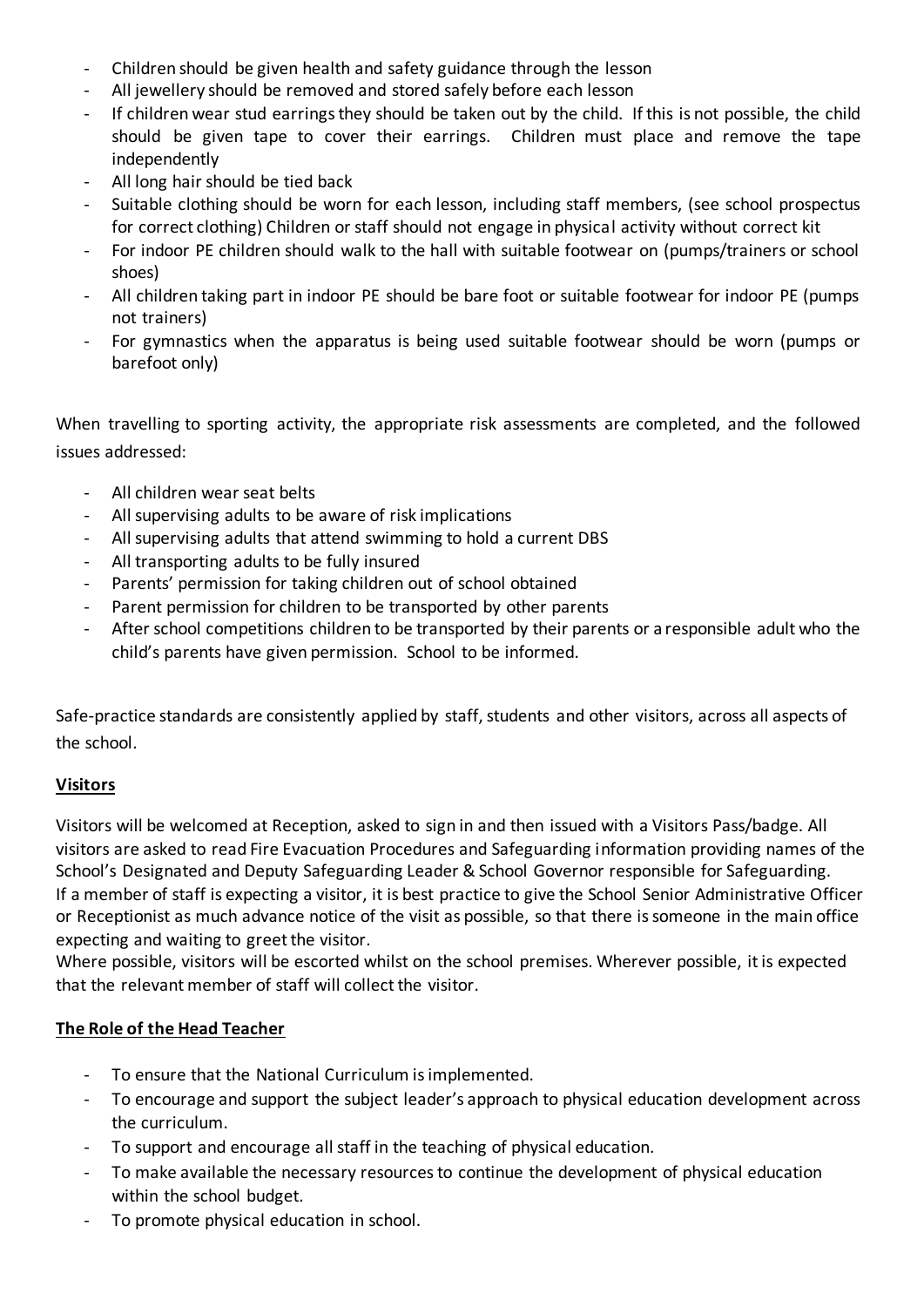- Children should be given health and safety guidance through the lesson
- All jewellery should be removed and stored safely before each lesson
- If children wear stud earrings they should be taken out by the child. If this is not possible, the child should be given tape to cover their earrings. Children must place and remove the tape independently
- All long hair should be tied back
- Suitable clothing should be worn for each lesson, including staff members, (see school prospectus for correct clothing) Children or staff should not engage in physical activity without correct kit
- For indoor PE children should walk to the hall with suitable footwear on (pumps/trainers or school shoes)
- All children taking part in indoor PE should be bare foot or suitable footwear for indoor PE (pumps not trainers)
- For gymnastics when the apparatus is being used suitable footwear should be worn (pumps or barefoot only)

When travelling to sporting activity, the appropriate risk assessments are completed, and the followed issues addressed:

- All children wear seat belts
- All supervising adults to be aware of risk implications
- All supervising adults that attend swimming to hold a current DBS
- All transporting adults to be fully insured
- Parents' permission for taking children out of school obtained
- Parent permission for children to be transported by other parents
- After school competitions children to be transported by their parents or a responsible adult who the child's parents have given permission. School to be informed.

Safe-practice standards are consistently applied by staff, students and other visitors, across all aspects of the school.

## Visitors

Visitors will be welcomed at Reception, asked to sign in and then issued with a Visitors Pass/badge. All visitors are asked to read Fire Evacuation Procedures and Safeguarding information providing names of the School's Designated and Deputy Safeguarding Leader & School Governor responsible for Safeguarding.
If a member of staff is expecting a visitor, it is best practice to give the School Senior Administrative Officer or Receptionist as much advance notice of the visit as possible, so that there is someone in the main office expecting and waiting to greet the visitor.
Where possible, visitors will be escorted whilst on the school premises. Wherever possible, it is expected that the relevant member of staff will collect the visitor.

## The Role of the Head Teacher

- To ensure that the National Curriculum is implemented.
- To encourage and support the subject leader's approach to physical education development across the curriculum.
- To support and encourage all staff in the teaching of physical education.
- To make available the necessary resources to continue the development of physical education within the school budget.
- To promote physical education in school.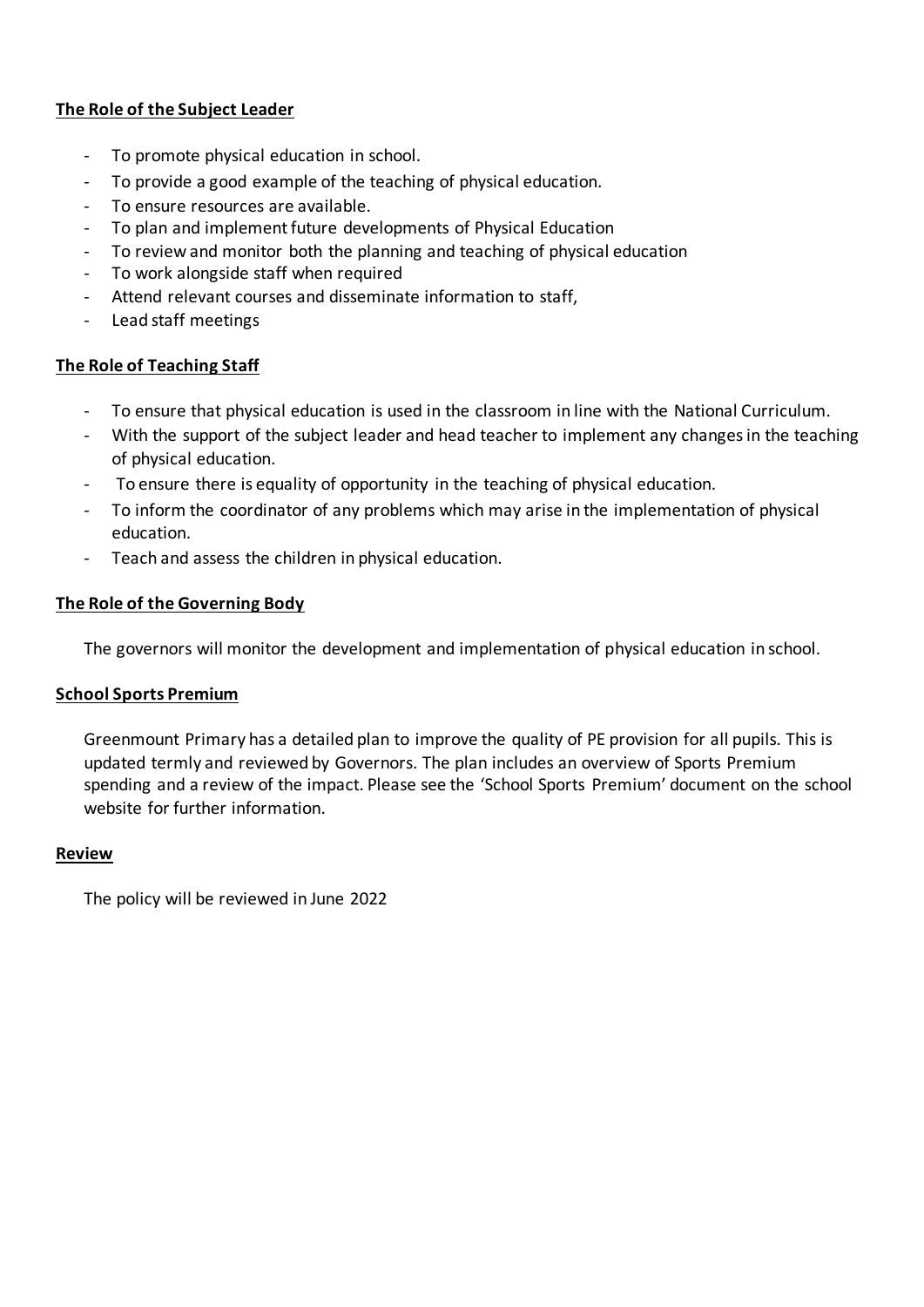**The Role of the Subject Leader**

- To promote physical education in school.
- To provide a good example of the teaching of physical education.
- To ensure resources are available.
- To plan and implement future developments of Physical Education
- To review and monitor both the planning and teaching of physical education
- To work alongside staff when required
- Attend relevant courses and disseminate information to staff,
- Lead staff meetings

**The Role of Teaching Staff**

- To ensure that physical education is used in the classroom in line with the National Curriculum.
- With the support of the subject leader and head teacher to implement any changes in the teaching of physical education.
- To ensure there is equality of opportunity in the teaching of physical education.
- To inform the coordinator of any problems which may arise in the implementation of physical education.
- Teach and assess the children in physical education.

**The Role of the Governing Body**

The governors will monitor the development and implementation of physical education in school.

**School Sports Premium**

Greenmount Primary has a detailed plan to improve the quality of PE provision for all pupils. This is updated termly and reviewed by Governors. The plan includes an overview of Sports Premium spending and a review of the impact. Please see the 'School Sports Premium' document on the school website for further information.

**Review**

The policy will be reviewed in June 2022